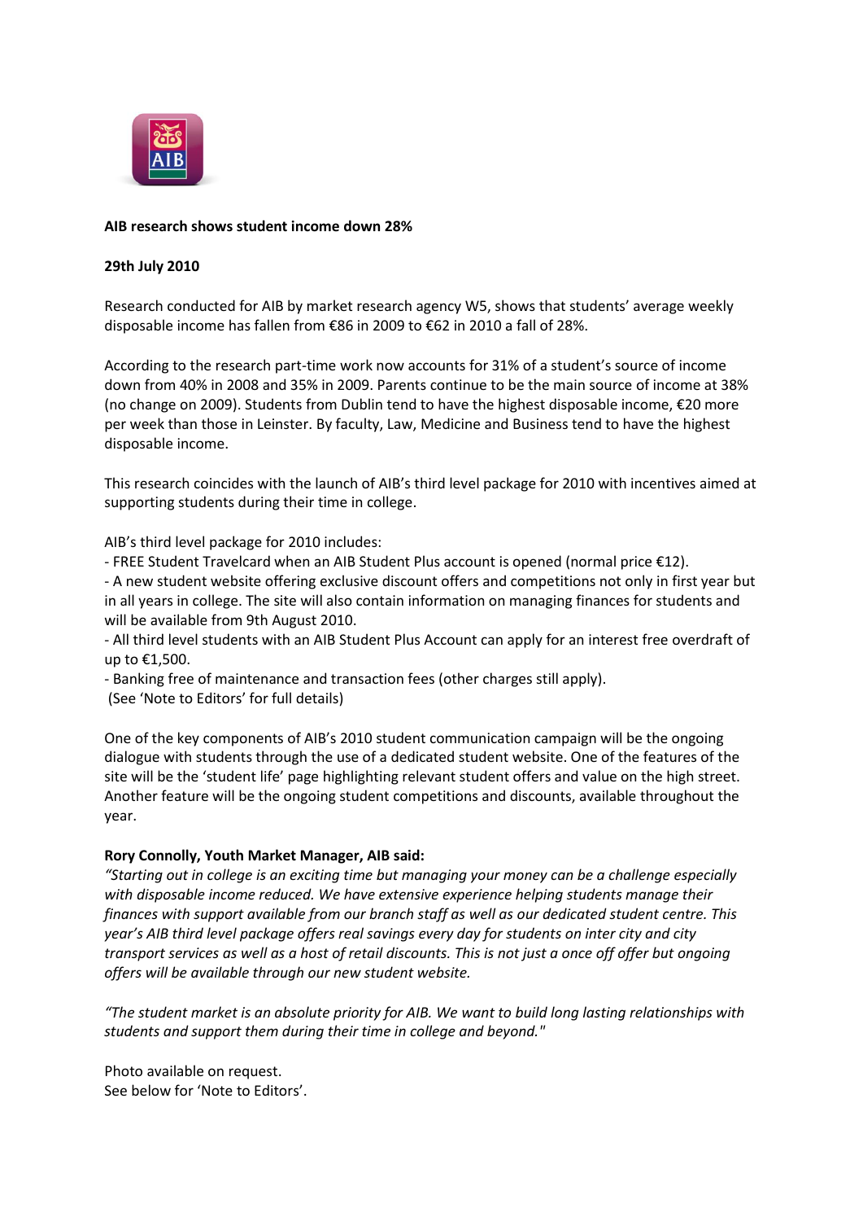**AIB research shows student income down 28%**

**29th July 2010**

Research conducted for AIB by market research agency W5, shows that students' average weekly disposable income has fallen from €86 in 2009 to €62 in 2010 a fall of 28%.

According to the research part-time work now accounts for 31% of a student's source of income down from 40% in 2008 and 35% in 2009. Parents continue to be the main source of income at 38% (no change on 2009). Students from Dublin tend to have the highest disposable income, €20 more per week than those in Leinster. By faculty, Law, Medicine and Business tend to have the highest disposable income.

This research coincides with the launch of AIB's third level package for 2010 with incentives aimed at supporting students during their time in college.

AIB's third level package for 2010 includes:

- FREE Student Travelcard when an AIB Student Plus account is opened (normal price €12).
- A new student website offering exclusive discount offers and competitions not only in first year but in all years in college. The site will also contain information on managing finances for students and will be available from 9th August 2010.
- All third level students with an AIB Student Plus Account can apply for an interest free overdraft of up to €1,500.
- Banking free of maintenance and transaction fees (other charges still apply).

(See 'Note to Editors' for full details)

One of the key components of AIB's 2010 student communication campaign will be the ongoing dialogue with students through the use of a dedicated student website. One of the features of the site will be the 'student life' page highlighting relevant student offers and value on the high street. Another feature will be the ongoing student competitions and discounts, available throughout the year.

**Rory Connolly, Youth Market Manager, AIB said:**

*"Starting out in college is an exciting time but managing your money can be a challenge especially with disposable income reduced. We have extensive experience helping students manage their finances with support available from our branch staff as well as our dedicated student centre. This year's AIB third level package offers real savings every day for students on inter city and city transport services as well as a host of retail discounts. This is not just a once off offer but ongoing offers will be available through our new student website.*

*"The student market is an absolute priority for AIB. We want to build long lasting relationships with students and support them during their time in college and beyond."*

Photo available on request.
See below for 'Note to Editors'.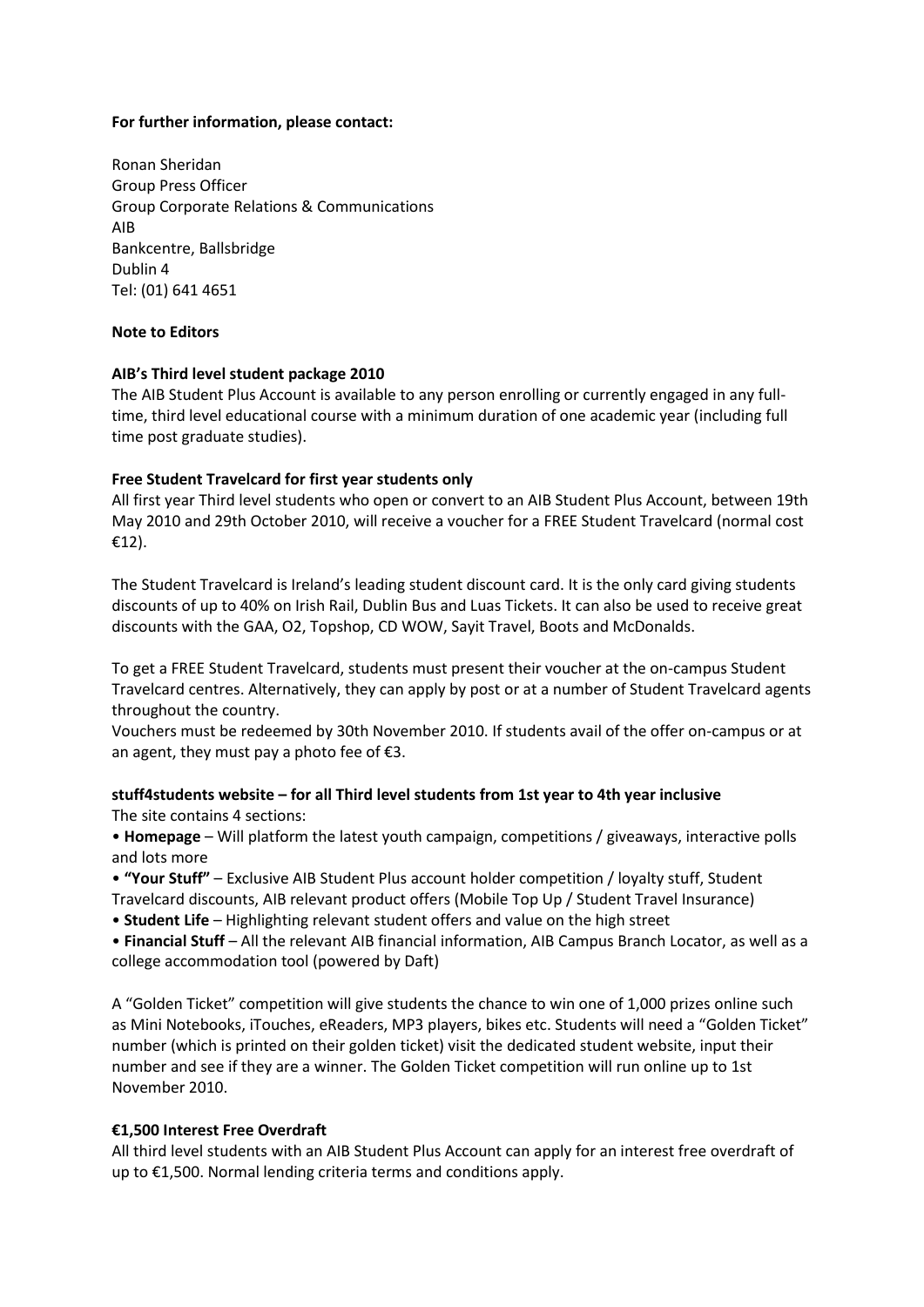**For further information, please contact:**

Ronan Sheridan
Group Press Officer
Group Corporate Relations & Communications
AIB
Bankcentre, Ballsbridge
Dublin 4
Tel: (01) 641 4651

**Note to Editors**

**AIB's Third level student package 2010**

The AIB Student Plus Account is available to any person enrolling or currently engaged in any full-time, third level educational course with a minimum duration of one academic year (including full time post graduate studies).

**Free Student Travelcard for first year students only**

All first year Third level students who open or convert to an AIB Student Plus Account, between 19th May 2010 and 29th October 2010, will receive a voucher for a FREE Student Travelcard (normal cost €12).

The Student Travelcard is Ireland's leading student discount card. It is the only card giving students discounts of up to 40% on Irish Rail, Dublin Bus and Luas Tickets. It can also be used to receive great discounts with the GAA, O2, Topshop, CD WOW, Sayit Travel, Boots and McDonalds.

To get a FREE Student Travelcard, students must present their voucher at the on-campus Student Travelcard centres. Alternatively, they can apply by post or at a number of Student Travelcard agents throughout the country.
Vouchers must be redeemed by 30th November 2010. If students avail of the offer on-campus or at an agent, they must pay a photo fee of €3.

**stuff4students website – for all Third level students from 1st year to 4th year inclusive**

The site contains 4 sections:

- **Homepage** – Will platform the latest youth campaign, competitions / giveaways, interactive polls and lots more
- **"Your Stuff"** – Exclusive AIB Student Plus account holder competition / loyalty stuff, Student Travelcard discounts, AIB relevant product offers (Mobile Top Up / Student Travel Insurance)
- **Student Life** – Highlighting relevant student offers and value on the high street
- **Financial Stuff** – All the relevant AIB financial information, AIB Campus Branch Locator, as well as a college accommodation tool (powered by Daft)

A "Golden Ticket" competition will give students the chance to win one of 1,000 prizes online such as Mini Notebooks, iTouches, eReaders, MP3 players, bikes etc. Students will need a "Golden Ticket" number (which is printed on their golden ticket) visit the dedicated student website, input their number and see if they are a winner. The Golden Ticket competition will run online up to 1st November 2010.

**€1,500 Interest Free Overdraft**

All third level students with an AIB Student Plus Account can apply for an interest free overdraft of up to €1,500. Normal lending criteria terms and conditions apply.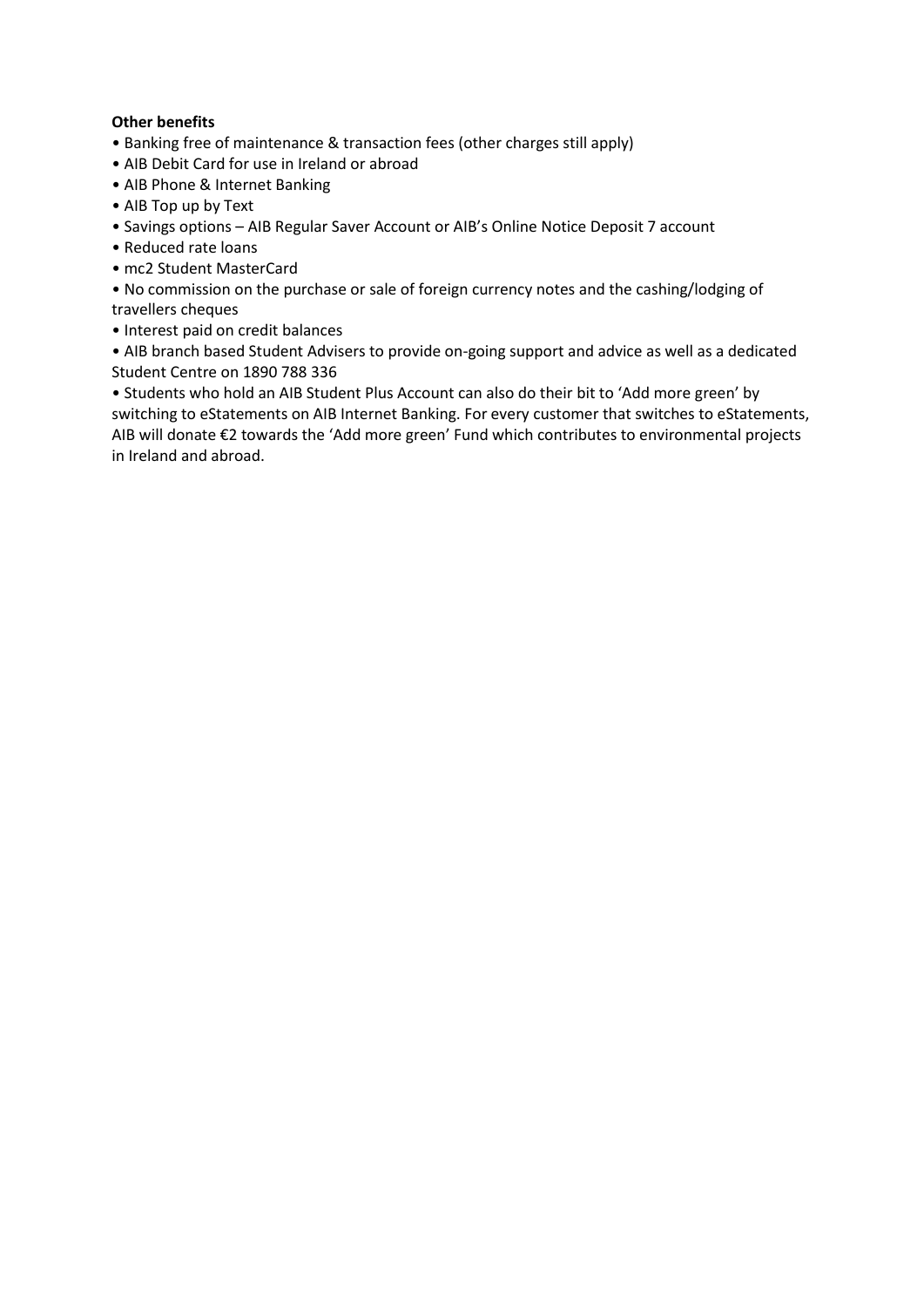**Other benefits**

- Banking free of maintenance & transaction fees (other charges still apply)
- AIB Debit Card for use in Ireland or abroad
- AIB Phone & Internet Banking
- AIB Top up by Text
- Savings options – AIB Regular Saver Account or AIB's Online Notice Deposit 7 account
- Reduced rate loans
- mc2 Student MasterCard
- No commission on the purchase or sale of foreign currency notes and the cashing/lodging of travellers cheques
- Interest paid on credit balances
- AIB branch based Student Advisers to provide on-going support and advice as well as a dedicated Student Centre on 1890 788 336
- Students who hold an AIB Student Plus Account can also do their bit to 'Add more green' by switching to eStatements on AIB Internet Banking. For every customer that switches to eStatements, AIB will donate €2 towards the 'Add more green' Fund which contributes to environmental projects in Ireland and abroad.